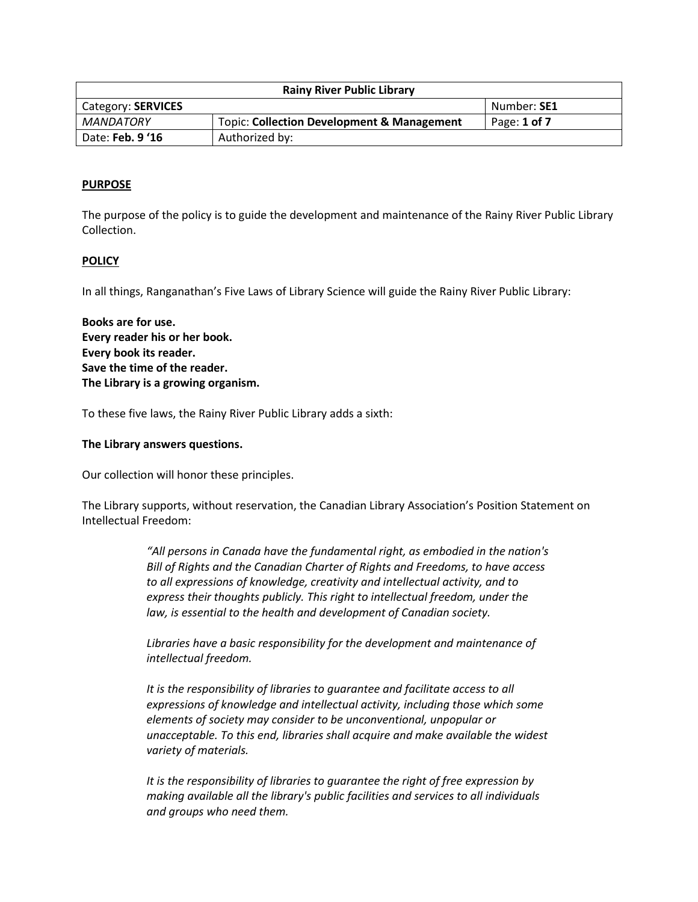| Rainy River Public Library | | |
|---|---|---|
| Category: **SERVICES** | | Number: **SE1** |
| *MANDATORY* | Topic: **Collection Development & Management** | Page: **1 of 7** |
| Date: **Feb. 9 '16** | Authorized by: | |

**PURPOSE**

The purpose of the policy is to guide the development and maintenance of the Rainy River Public Library Collection.

**POLICY**

In all things, Ranganathan's Five Laws of Library Science will guide the Rainy River Public Library:

**Books are for use.**
**Every reader his or her book.**
**Every book its reader.**
**Save the time of the reader.**
**The Library is a growing organism.**

To these five laws, the Rainy River Public Library adds a sixth:

**The Library answers questions.**

Our collection will honor these principles.

The Library supports, without reservation, the Canadian Library Association's Position Statement on Intellectual Freedom:

> *"All persons in Canada have the fundamental right, as embodied in the nation's Bill of Rights and the Canadian Charter of Rights and Freedoms, to have access to all expressions of knowledge, creativity and intellectual activity, and to express their thoughts publicly. This right to intellectual freedom, under the law, is essential to the health and development of Canadian society.*
>
> *Libraries have a basic responsibility for the development and maintenance of intellectual freedom.*
>
> *It is the responsibility of libraries to guarantee and facilitate access to all expressions of knowledge and intellectual activity, including those which some elements of society may consider to be unconventional, unpopular or unacceptable. To this end, libraries shall acquire and make available the widest variety of materials.*
>
> *It is the responsibility of libraries to guarantee the right of free expression by making available all the library's public facilities and services to all individuals and groups who need them.*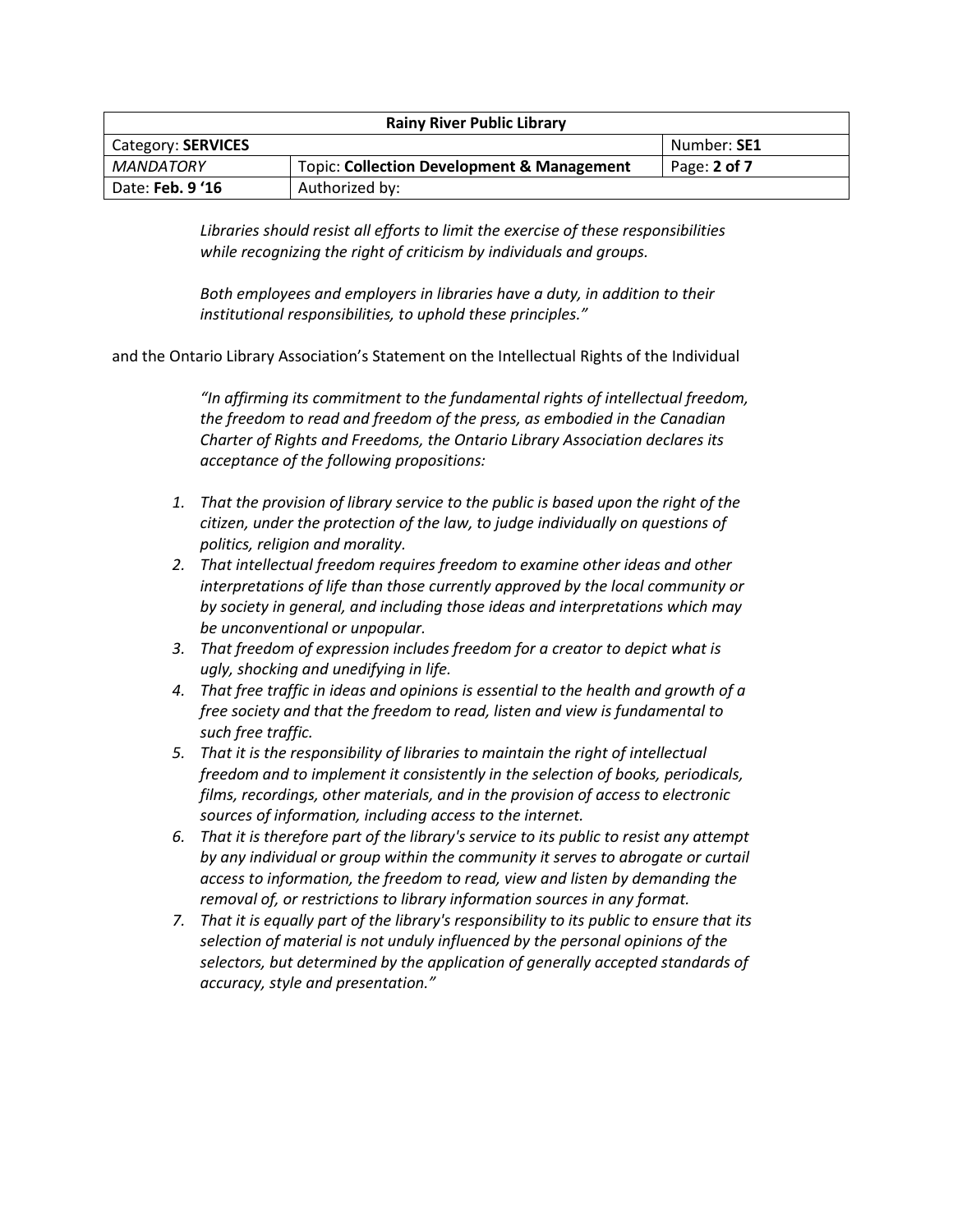*Libraries should resist all efforts to limit the exercise of these responsibilities while recognizing the right of criticism by individuals and groups.*

*Both employees and employers in libraries have a duty, in addition to their institutional responsibilities, to uphold these principles."*

and the Ontario Library Association's Statement on the Intellectual Rights of the Individual

*"In affirming its commitment to the fundamental rights of intellectual freedom, the freedom to read and freedom of the press, as embodied in the Canadian Charter of Rights and Freedoms, the Ontario Library Association declares its acceptance of the following propositions:*

1. *That the provision of library service to the public is based upon the right of the citizen, under the protection of the law, to judge individually on questions of politics, religion and morality.*
2. *That intellectual freedom requires freedom to examine other ideas and other interpretations of life than those currently approved by the local community or by society in general, and including those ideas and interpretations which may be unconventional or unpopular.*
3. *That freedom of expression includes freedom for a creator to depict what is ugly, shocking and unedifying in life.*
4. *That free traffic in ideas and opinions is essential to the health and growth of a free society and that the freedom to read, listen and view is fundamental to such free traffic.*
5. *That it is the responsibility of libraries to maintain the right of intellectual freedom and to implement it consistently in the selection of books, periodicals, films, recordings, other materials, and in the provision of access to electronic sources of information, including access to the internet.*
6. *That it is therefore part of the library's service to its public to resist any attempt by any individual or group within the community it serves to abrogate or curtail access to information, the freedom to read, view and listen by demanding the removal of, or restrictions to library information sources in any format.*
7. *That it is equally part of the library's responsibility to its public to ensure that its selection of material is not unduly influenced by the personal opinions of the selectors, but determined by the application of generally accepted standards of accuracy, style and presentation."*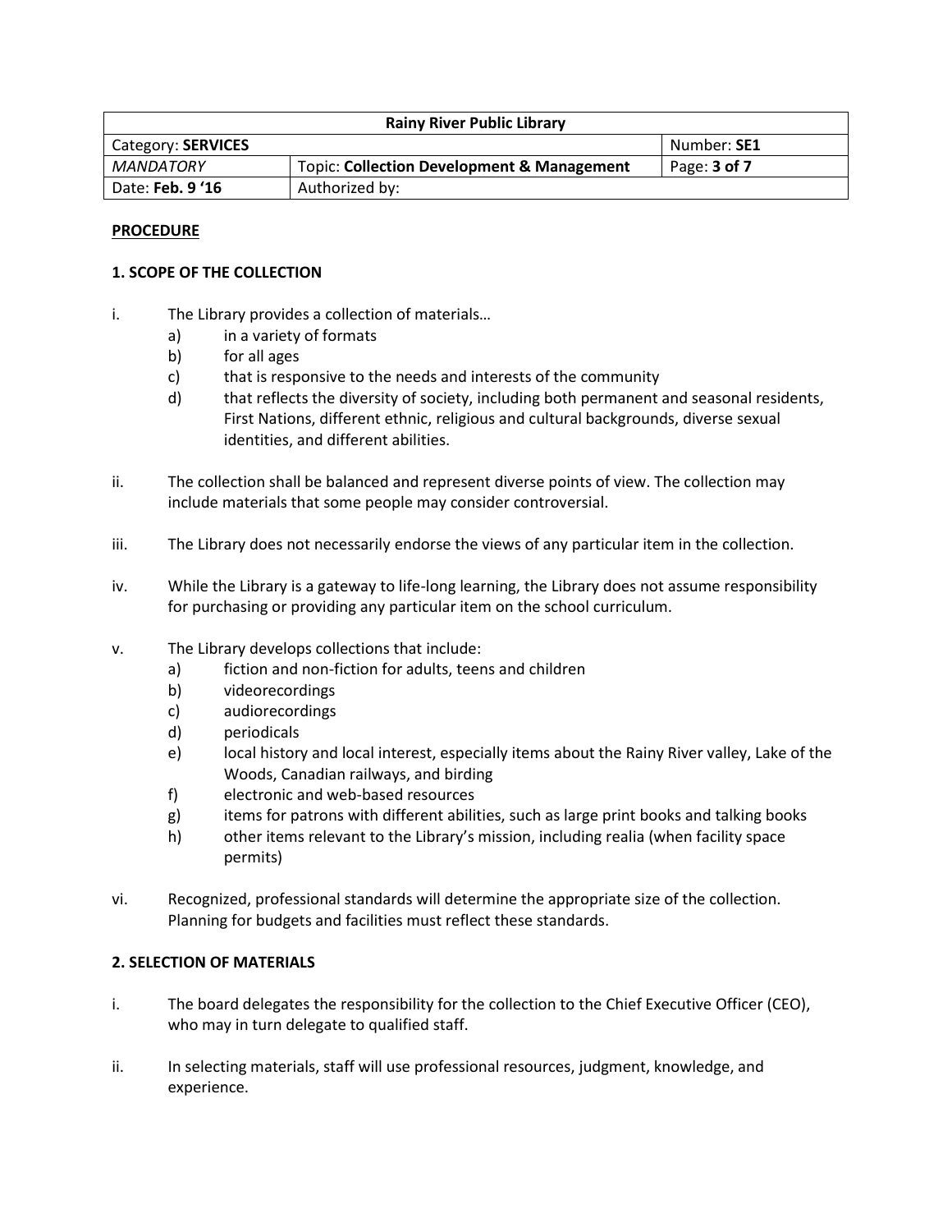| Rainy River Public Library | | |
|---|---|---|
| Category: **SERVICES** | | Number: **SE1** |
| *MANDATORY* | Topic: **Collection Development & Management** | Page: **3 of 7** |
| Date: **Feb. 9 '16** | Authorized by: | |

**PROCEDURE**

**1. SCOPE OF THE COLLECTION**

i. The Library provides a collection of materials…
   a) in a variety of formats
   b) for all ages
   c) that is responsive to the needs and interests of the community
   d) that reflects the diversity of society, including both permanent and seasonal residents, First Nations, different ethnic, religious and cultural backgrounds, diverse sexual identities, and different abilities.

ii. The collection shall be balanced and represent diverse points of view. The collection may include materials that some people may consider controversial.

iii. The Library does not necessarily endorse the views of any particular item in the collection.

iv. While the Library is a gateway to life-long learning, the Library does not assume responsibility for purchasing or providing any particular item on the school curriculum.

v. The Library develops collections that include:
   a) fiction and non-fiction for adults, teens and children
   b) videorecordings
   c) audiorecordings
   d) periodicals
   e) local history and local interest, especially items about the Rainy River valley, Lake of the Woods, Canadian railways, and birding
   f) electronic and web-based resources
   g) items for patrons with different abilities, such as large print books and talking books
   h) other items relevant to the Library's mission, including realia (when facility space permits)

vi. Recognized, professional standards will determine the appropriate size of the collection. Planning for budgets and facilities must reflect these standards.

**2. SELECTION OF MATERIALS**

i. The board delegates the responsibility for the collection to the Chief Executive Officer (CEO), who may in turn delegate to qualified staff.

ii. In selecting materials, staff will use professional resources, judgment, knowledge, and experience.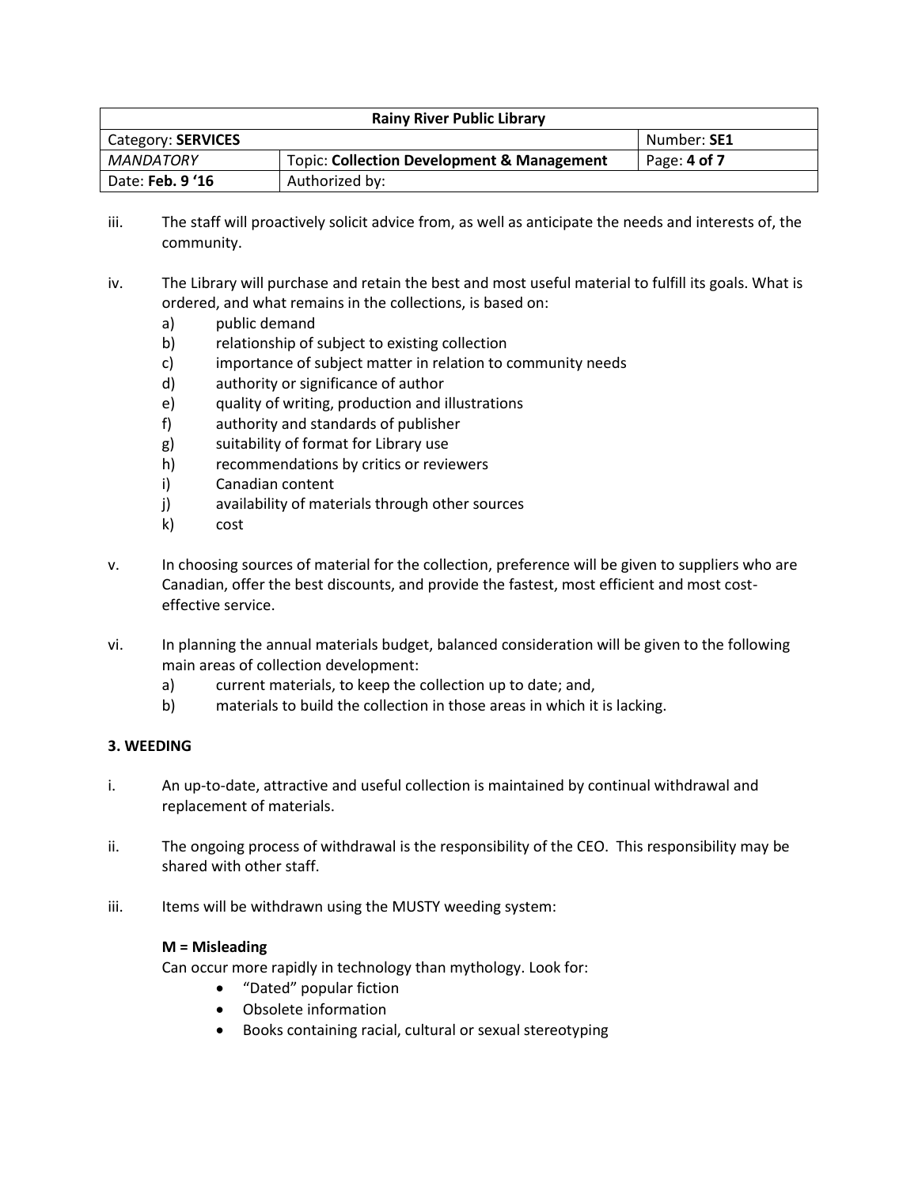iii. The staff will proactively solicit advice from, as well as anticipate the needs and interests of, the community.

iv. The Library will purchase and retain the best and most useful material to fulfill its goals. What is ordered, and what remains in the collections, is based on:
   a) public demand
   b) relationship of subject to existing collection
   c) importance of subject matter in relation to community needs
   d) authority or significance of author
   e) quality of writing, production and illustrations
   f) authority and standards of publisher
   g) suitability of format for Library use
   h) recommendations by critics or reviewers
   i) Canadian content
   j) availability of materials through other sources
   k) cost

v. In choosing sources of material for the collection, preference will be given to suppliers who are Canadian, offer the best discounts, and provide the fastest, most efficient and most cost-effective service.

vi. In planning the annual materials budget, balanced consideration will be given to the following main areas of collection development:
   a) current materials, to keep the collection up to date; and,
   b) materials to build the collection in those areas in which it is lacking.

**3. WEEDING**

i. An up-to-date, attractive and useful collection is maintained by continual withdrawal and replacement of materials.

ii. The ongoing process of withdrawal is the responsibility of the CEO. This responsibility may be shared with other staff.

iii. Items will be withdrawn using the MUSTY weeding system:

**M = Misleading**

Can occur more rapidly in technology than mythology. Look for:

- "Dated" popular fiction
- Obsolete information
- Books containing racial, cultural or sexual stereotyping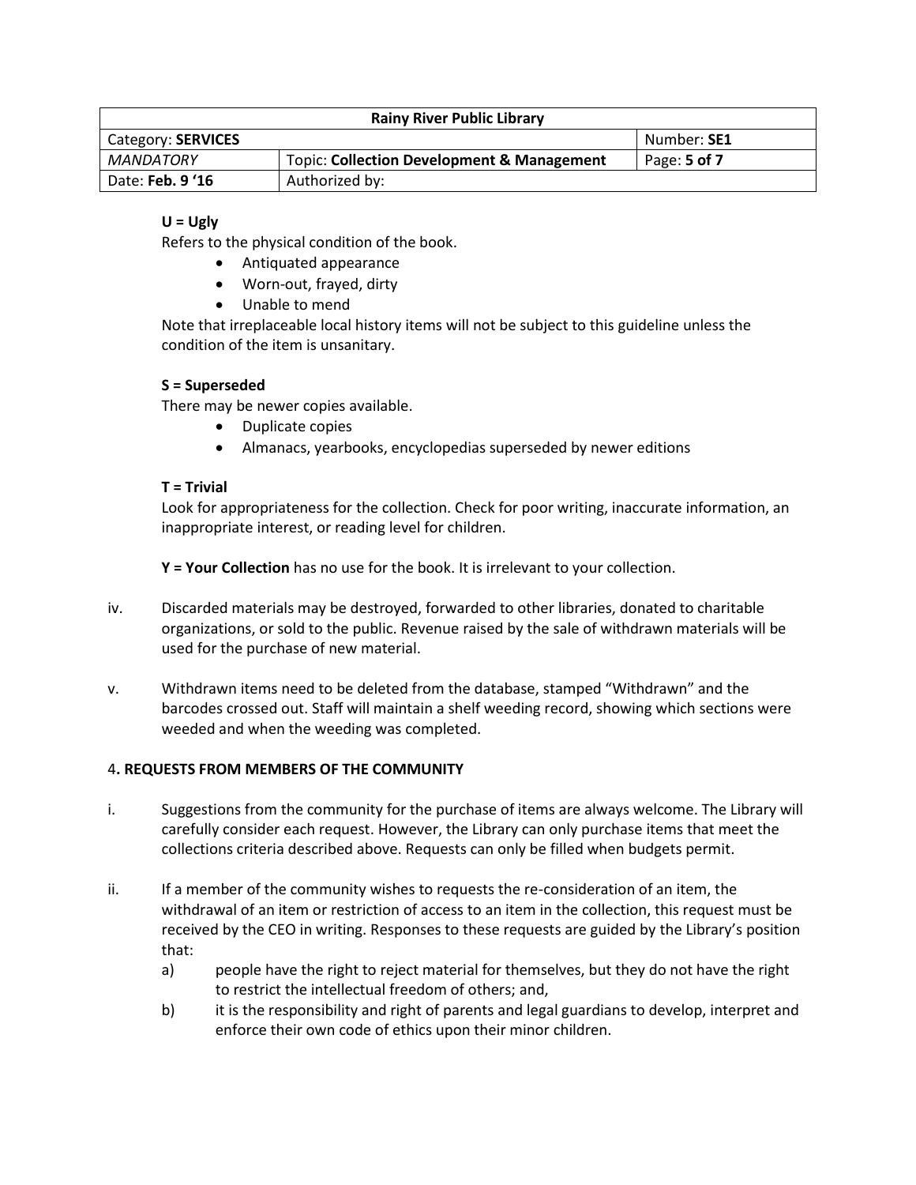**U = Ugly**

Refers to the physical condition of the book.

- Antiquated appearance
- Worn-out, frayed, dirty
- Unable to mend

Note that irreplaceable local history items will not be subject to this guideline unless the condition of the item is unsanitary.

**S = Superseded**

There may be newer copies available.

- Duplicate copies
- Almanacs, yearbooks, encyclopedias superseded by newer editions

**T = Trivial**

Look for appropriateness for the collection. Check for poor writing, inaccurate information, an inappropriate interest, or reading level for children.

**Y = Your Collection** has no use for the book. It is irrelevant to your collection.

iv. Discarded materials may be destroyed, forwarded to other libraries, donated to charitable organizations, or sold to the public. Revenue raised by the sale of withdrawn materials will be used for the purchase of new material.

v. Withdrawn items need to be deleted from the database, stamped "Withdrawn" and the barcodes crossed out. Staff will maintain a shelf weeding record, showing which sections were weeded and when the weeding was completed.

## 4. REQUESTS FROM MEMBERS OF THE COMMUNITY

i. Suggestions from the community for the purchase of items are always welcome. The Library will carefully consider each request. However, the Library can only purchase items that meet the collections criteria described above. Requests can only be filled when budgets permit.

ii. If a member of the community wishes to requests the re-consideration of an item, the withdrawal of an item or restriction of access to an item in the collection, this request must be received by the CEO in writing. Responses to these requests are guided by the Library's position that:

a) people have the right to reject material for themselves, but they do not have the right to restrict the intellectual freedom of others; and,

b) it is the responsibility and right of parents and legal guardians to develop, interpret and enforce their own code of ethics upon their minor children.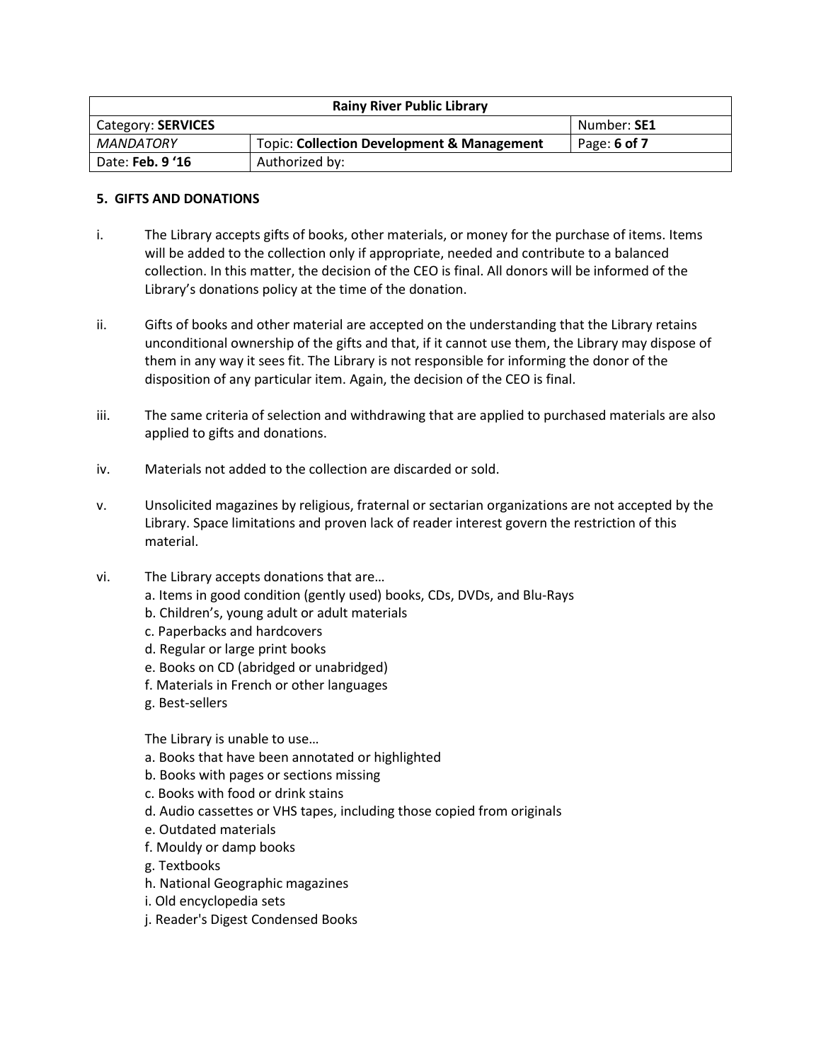| Rainy River Public Library | | |
|---|---|---|
| Category: **SERVICES** | | Number: **SE1** |
| *MANDATORY* | Topic: **Collection Development & Management** | Page: **6 of 7** |
| Date: **Feb. 9 '16** | Authorized by: | |

**5. GIFTS AND DONATIONS**

i. The Library accepts gifts of books, other materials, or money for the purchase of items. Items will be added to the collection only if appropriate, needed and contribute to a balanced collection. In this matter, the decision of the CEO is final. All donors will be informed of the Library's donations policy at the time of the donation.

ii. Gifts of books and other material are accepted on the understanding that the Library retains unconditional ownership of the gifts and that, if it cannot use them, the Library may dispose of them in any way it sees fit. The Library is not responsible for informing the donor of the disposition of any particular item. Again, the decision of the CEO is final.

iii. The same criteria of selection and withdrawing that are applied to purchased materials are also applied to gifts and donations.

iv. Materials not added to the collection are discarded or sold.

v. Unsolicited magazines by religious, fraternal or sectarian organizations are not accepted by the Library. Space limitations and proven lack of reader interest govern the restriction of this material.

vi. The Library accepts donations that are…

a. Items in good condition (gently used) books, CDs, DVDs, and Blu-Rays
b. Children's, young adult or adult materials
c. Paperbacks and hardcovers
d. Regular or large print books
e. Books on CD (abridged or unabridged)
f. Materials in French or other languages
g. Best-sellers

The Library is unable to use…

a. Books that have been annotated or highlighted
b. Books with pages or sections missing
c. Books with food or drink stains
d. Audio cassettes or VHS tapes, including those copied from originals
e. Outdated materials
f. Mouldy or damp books
g. Textbooks
h. National Geographic magazines
i. Old encyclopedia sets
j. Reader's Digest Condensed Books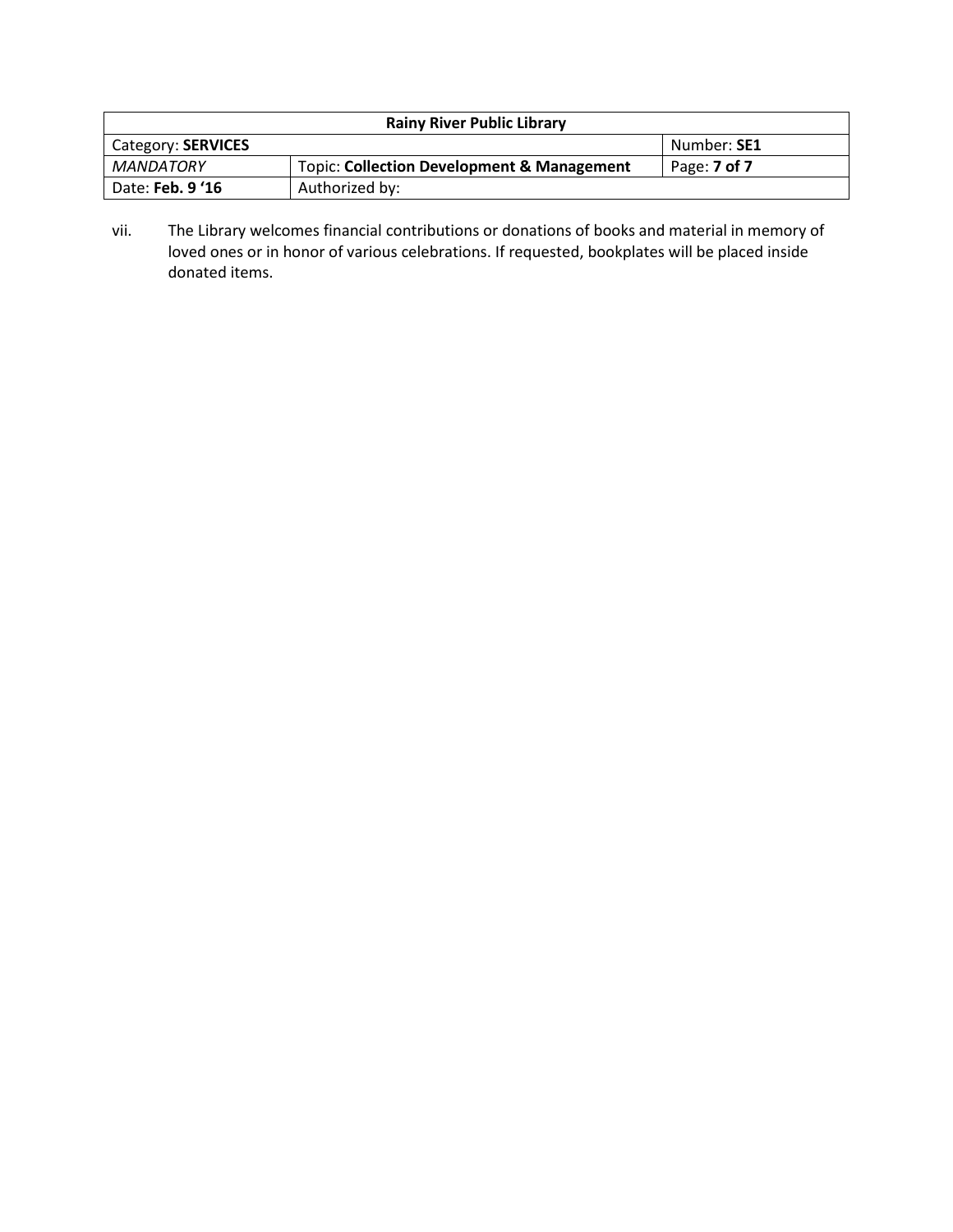vii. The Library welcomes financial contributions or donations of books and material in memory of loved ones or in honor of various celebrations. If requested, bookplates will be placed inside donated items.